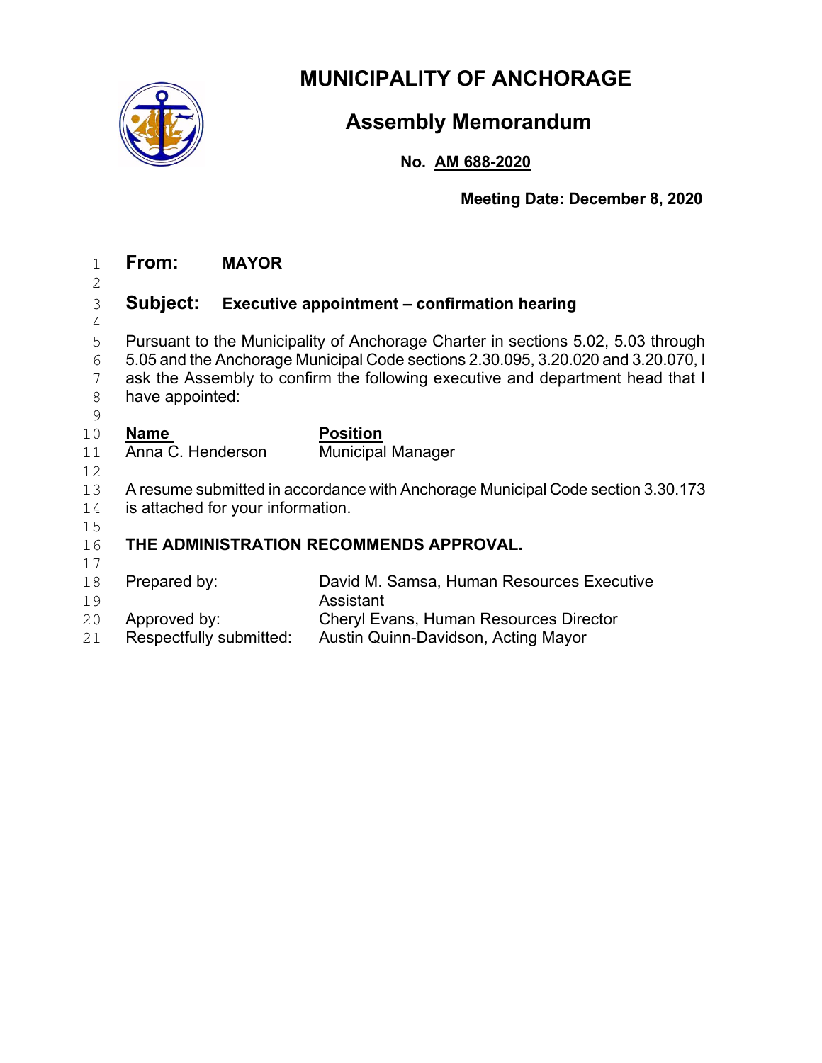# MUNICIPALITY OF ANCHORAGE

## Assembly Memorandum

**No. AM 688-2020**

**Meeting Date: December 8, 2020**

**From:** **MAYOR**

**Subject:** **Executive appointment – confirmation hearing**

Pursuant to the Municipality of Anchorage Charter in sections 5.02, 5.03 through 5.05 and the Anchorage Municipal Code sections 2.30.095, 3.20.020 and 3.20.070, I ask the Assembly to confirm the following executive and department head that I have appointed:

| **Name** | **Position** |
|---|---|
| Anna C. Henderson | Municipal Manager |

A resume submitted in accordance with Anchorage Municipal Code section 3.30.173 is attached for your information.

**THE ADMINISTRATION RECOMMENDS APPROVAL.**

| | |
|---|---|
| Prepared by: | David M. Samsa, Human Resources Executive Assistant |
| Approved by: | Cheryl Evans, Human Resources Director |
| Respectfully submitted: | Austin Quinn-Davidson, Acting Mayor |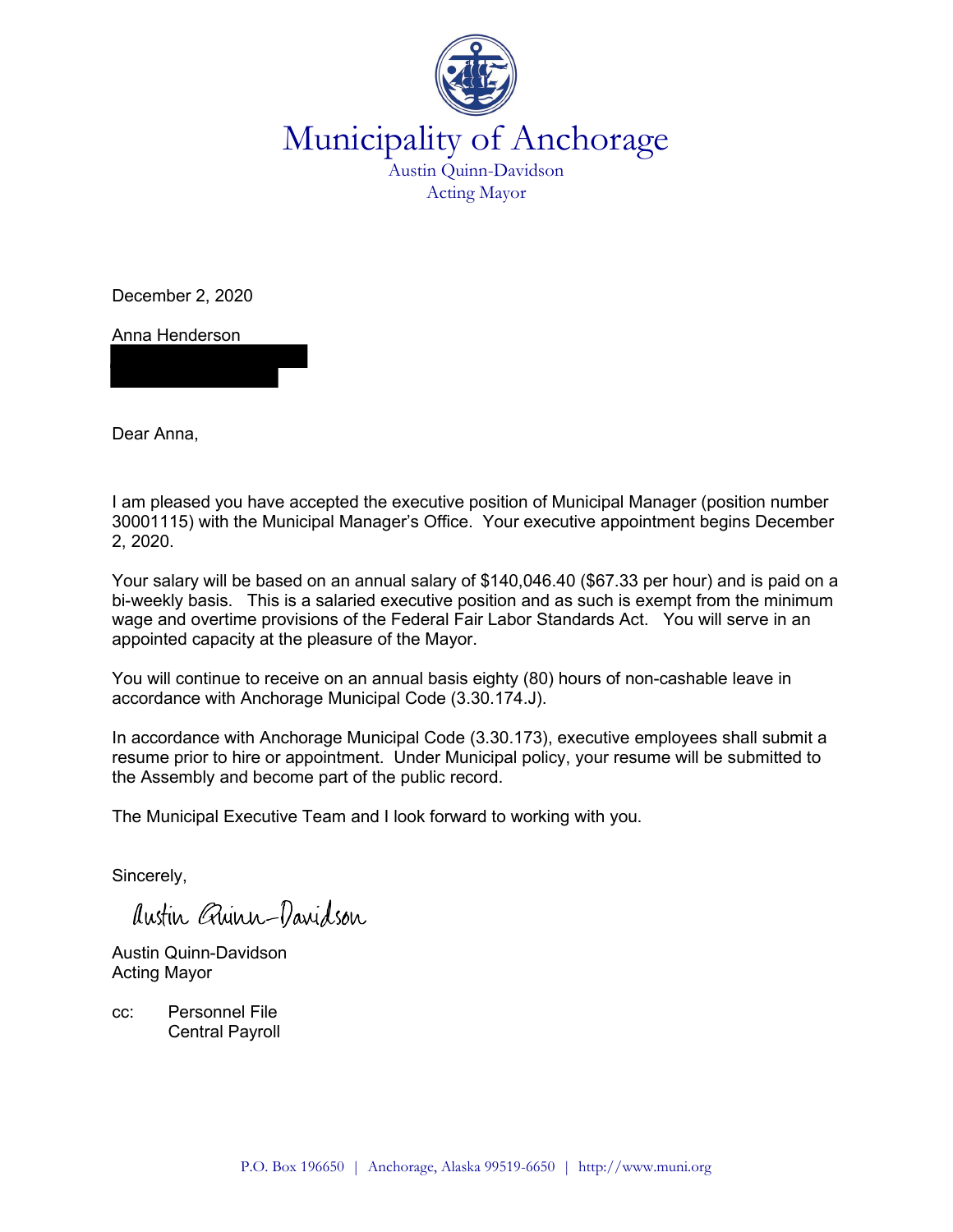# Municipality of Anchorage

Austin Quinn-Davidson
Acting Mayor

December 2, 2020

Anna Henderson

Dear Anna,

I am pleased you have accepted the executive position of Municipal Manager (position number 30001115) with the Municipal Manager's Office. Your executive appointment begins December 2, 2020.

Your salary will be based on an annual salary of $140,046.40 ($67.33 per hour) and is paid on a bi-weekly basis. This is a salaried executive position and as such is exempt from the minimum wage and overtime provisions of the Federal Fair Labor Standards Act. You will serve in an appointed capacity at the pleasure of the Mayor.

You will continue to receive on an annual basis eighty (80) hours of non-cashable leave in accordance with Anchorage Municipal Code (3.30.174.J).

In accordance with Anchorage Municipal Code (3.30.173), executive employees shall submit a resume prior to hire or appointment. Under Municipal policy, your resume will be submitted to the Assembly and become part of the public record.

The Municipal Executive Team and I look forward to working with you.

Sincerely,

Austin Quinn-Davidson

Austin Quinn-Davidson
Acting Mayor

cc: Personnel File
Central Payroll

P.O. Box 196650 | Anchorage, Alaska 99519-6650 | http://www.muni.org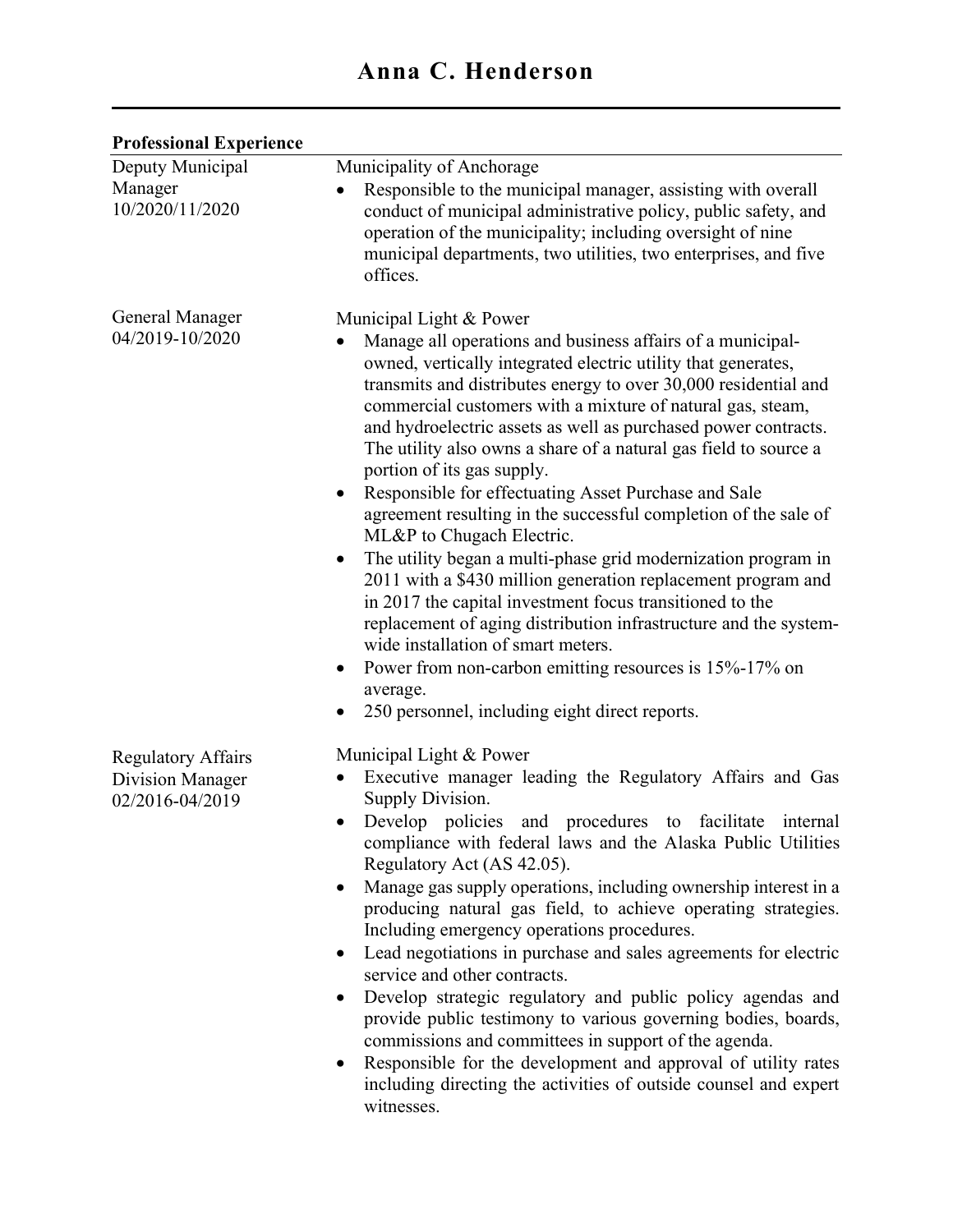# Anna C. Henderson

## Professional Experience

**Deputy Municipal Manager**
10/2020/11/2020

Municipality of Anchorage

- Responsible to the municipal manager, assisting with overall conduct of municipal administrative policy, public safety, and operation of the municipality; including oversight of nine municipal departments, two utilities, two enterprises, and five offices.

**General Manager**
04/2019-10/2020

Municipal Light & Power

- Manage all operations and business affairs of a municipal-owned, vertically integrated electric utility that generates, transmits and distributes energy to over 30,000 residential and commercial customers with a mixture of natural gas, steam, and hydroelectric assets as well as purchased power contracts. The utility also owns a share of a natural gas field to source a portion of its gas supply.
- Responsible for effectuating Asset Purchase and Sale agreement resulting in the successful completion of the sale of ML&P to Chugach Electric.
- The utility began a multi-phase grid modernization program in 2011 with a $430 million generation replacement program and in 2017 the capital investment focus transitioned to the replacement of aging distribution infrastructure and the system-wide installation of smart meters.
- Power from non-carbon emitting resources is 15%-17% on average.
- 250 personnel, including eight direct reports.

**Regulatory Affairs Division Manager**
02/2016-04/2019

Municipal Light & Power

- Executive manager leading the Regulatory Affairs and Gas Supply Division.
- Develop policies and procedures to facilitate internal compliance with federal laws and the Alaska Public Utilities Regulatory Act (AS 42.05).
- Manage gas supply operations, including ownership interest in a producing natural gas field, to achieve operating strategies. Including emergency operations procedures.
- Lead negotiations in purchase and sales agreements for electric service and other contracts.
- Develop strategic regulatory and public policy agendas and provide public testimony to various governing bodies, boards, commissions and committees in support of the agenda.
- Responsible for the development and approval of utility rates including directing the activities of outside counsel and expert witnesses.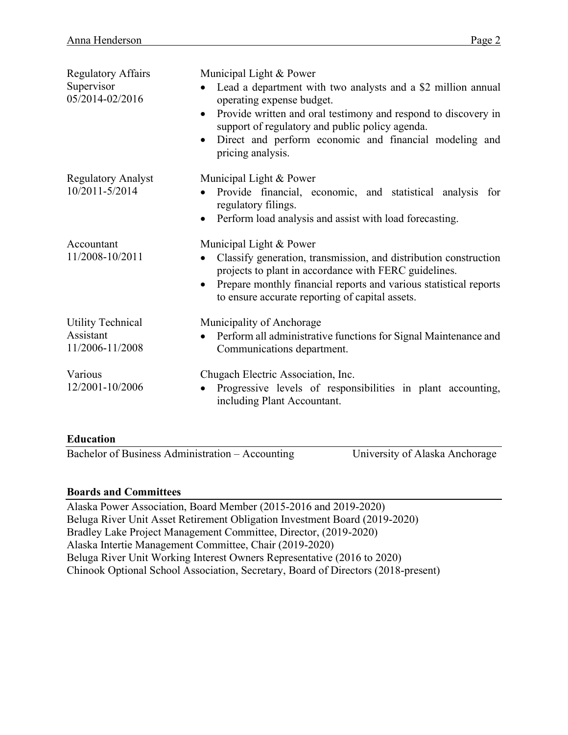Regulatory Affairs Supervisor
05/2014-02/2016

Municipal Light & Power

- Lead a department with two analysts and a $2 million annual operating expense budget.
- Provide written and oral testimony and respond to discovery in support of regulatory and public policy agenda.
- Direct and perform economic and financial modeling and pricing analysis.

Regulatory Analyst
10/2011-5/2014

Municipal Light & Power

- Provide financial, economic, and statistical analysis for regulatory filings.
- Perform load analysis and assist with load forecasting.

Accountant
11/2008-10/2011

Municipal Light & Power

- Classify generation, transmission, and distribution construction projects to plant in accordance with FERC guidelines.
- Prepare monthly financial reports and various statistical reports to ensure accurate reporting of capital assets.

Utility Technical Assistant
11/2006-11/2008

Municipality of Anchorage

- Perform all administrative functions for Signal Maintenance and Communications department.

Various
12/2001-10/2006

Chugach Electric Association, Inc.

- Progressive levels of responsibilities in plant accounting, including Plant Accountant.

## Education

Bachelor of Business Administration – Accounting — University of Alaska Anchorage

## Boards and Committees

Alaska Power Association, Board Member (2015-2016 and 2019-2020)
Beluga River Unit Asset Retirement Obligation Investment Board (2019-2020)
Bradley Lake Project Management Committee, Director, (2019-2020)
Alaska Intertie Management Committee, Chair (2019-2020)
Beluga River Unit Working Interest Owners Representative (2016 to 2020)
Chinook Optional School Association, Secretary, Board of Directors (2018-present)